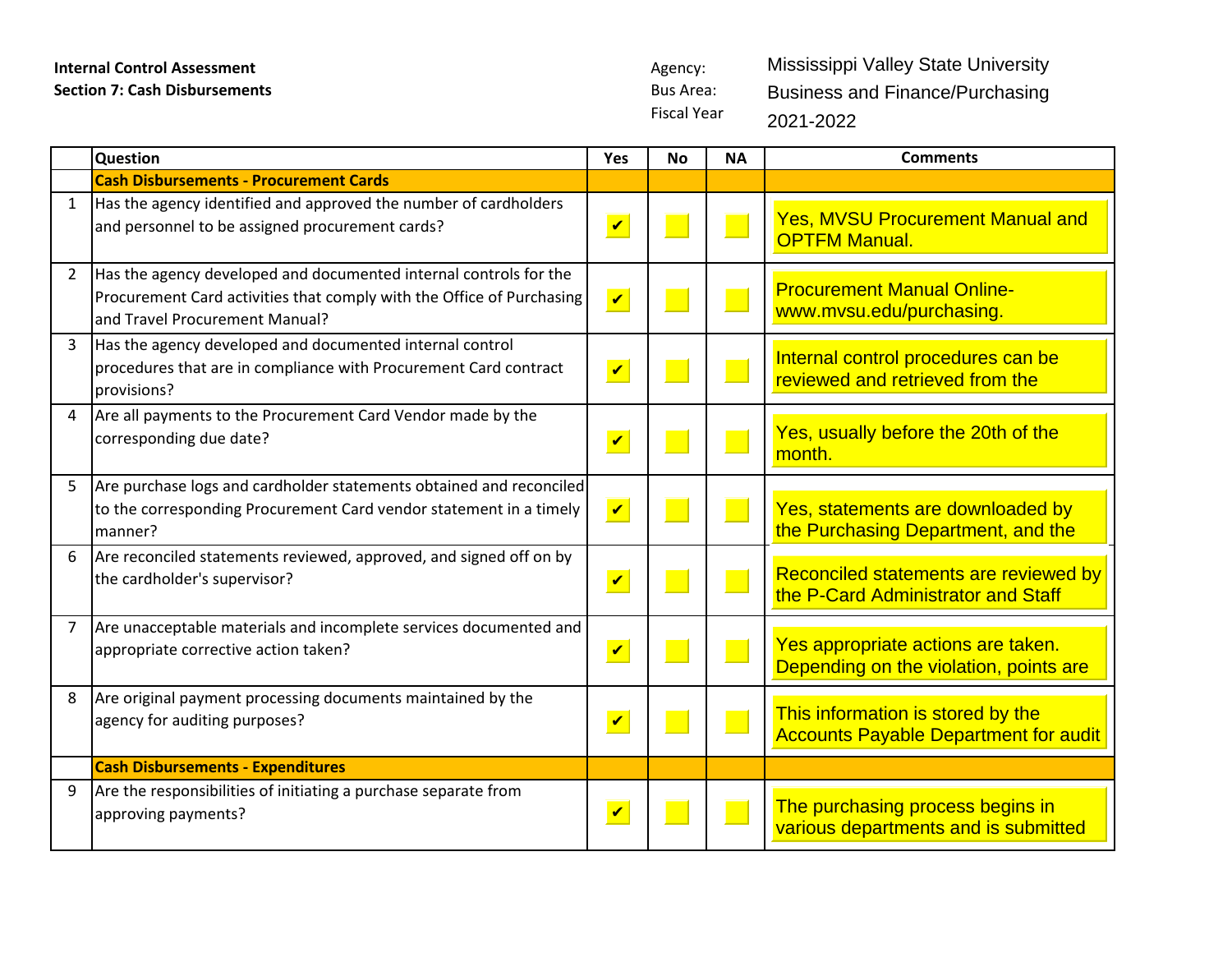**Internal Control Assessment**
**Section 7: Cash Disbursements**

Agency: Mississippi Valley State University
Bus Area: Business and Finance/Purchasing
Fiscal Year 2021-2022

| | Question | Yes | No | NA | Comments |
|---|---|---|---|---|---|
| | **Cash Disbursements - Procurement Cards** | | | | |
| 1 | Has the agency identified and approved the number of cardholders and personnel to be assigned procurement cards? | ✔ | | | Yes, MVSU Procurement Manual and OPTFM Manual. |
| 2 | Has the agency developed and documented internal controls for the Procurement Card activities that comply with the Office of Purchasing and Travel Procurement Manual? | ✔ | | | Procurement Manual Online- www.mvsu.edu/purchasing. |
| 3 | Has the agency developed and documented internal control procedures that are in compliance with Procurement Card contract provisions? | ✔ | | | Internal control procedures can be reviewed and retrieved from the |
| 4 | Are all payments to the Procurement Card Vendor made by the corresponding due date? | ✔ | | | Yes, usually before the 20th of the month. |
| 5 | Are purchase logs and cardholder statements obtained and reconciled to the corresponding Procurement Card vendor statement in a timely manner? | ✔ | | | Yes, statements are downloaded by the Purchasing Department, and the |
| 6 | Are reconciled statements reviewed, approved, and signed off on by the cardholder's supervisor? | ✔ | | | Reconciled statements are reviewed by the P-Card Administrator and Staff |
| 7 | Are unacceptable materials and incomplete services documented and appropriate corrective action taken? | ✔ | | | Yes appropriate actions are taken. Depending on the violation, points are |
| 8 | Are original payment processing documents maintained by the agency for auditing purposes? | ✔ | | | This information is stored by the Accounts Payable Department for audit |
| | **Cash Disbursements - Expenditures** | | | | |
| 9 | Are the responsibilities of initiating a purchase separate from approving payments? | ✔ | | | The purchasing process begins in various departments and is submitted |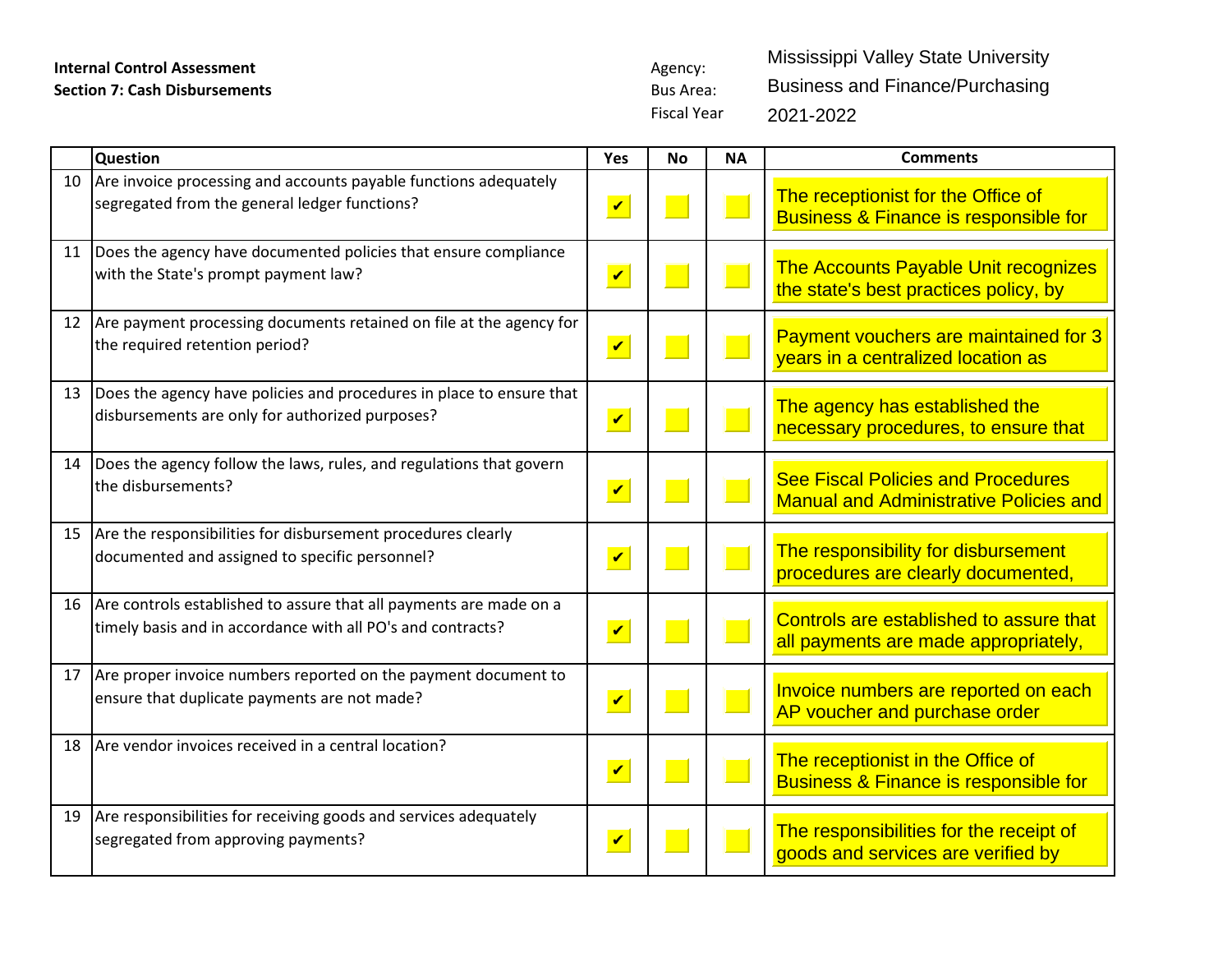**Internal Control Assessment**
**Section 7: Cash Disbursements**

Agency: Mississippi Valley State University
Bus Area: Business and Finance/Purchasing
Fiscal Year 2021-2022

| | Question | Yes | No | NA | Comments |
|---|---|---|---|---|---|
| 10 | Are invoice processing and accounts payable functions adequately segregated from the general ledger functions? | ✔ | | | The receptionist for the Office of Business & Finance is responsible for |
| 11 | Does the agency have documented policies that ensure compliance with the State's prompt payment law? | ✔ | | | The Accounts Payable Unit recognizes the state's best practices policy, by |
| 12 | Are payment processing documents retained on file at the agency for the required retention period? | ✔ | | | Payment vouchers are maintained for 3 years in a centralized location as |
| 13 | Does the agency have policies and procedures in place to ensure that disbursements are only for authorized purposes? | ✔ | | | The agency has established the necessary procedures, to ensure that |
| 14 | Does the agency follow the laws, rules, and regulations that govern the disbursements? | ✔ | | | See Fiscal Policies and Procedures Manual and Administrative Policies and |
| 15 | Are the responsibilities for disbursement procedures clearly documented and assigned to specific personnel? | ✔ | | | The responsibility for disbursement procedures are clearly documented, |
| 16 | Are controls established to assure that all payments are made on a timely basis and in accordance with all PO's and contracts? | ✔ | | | Controls are established to assure that all payments are made appropriately, |
| 17 | Are proper invoice numbers reported on the payment document to ensure that duplicate payments are not made? | ✔ | | | Invoice numbers are reported on each AP voucher and purchase order |
| 18 | Are vendor invoices received in a central location? | ✔ | | | The receptionist in the Office of Business & Finance is responsible for |
| 19 | Are responsibilities for receiving goods and services adequately segregated from approving payments? | ✔ | | | The responsibilities for the receipt of goods and services are verified by |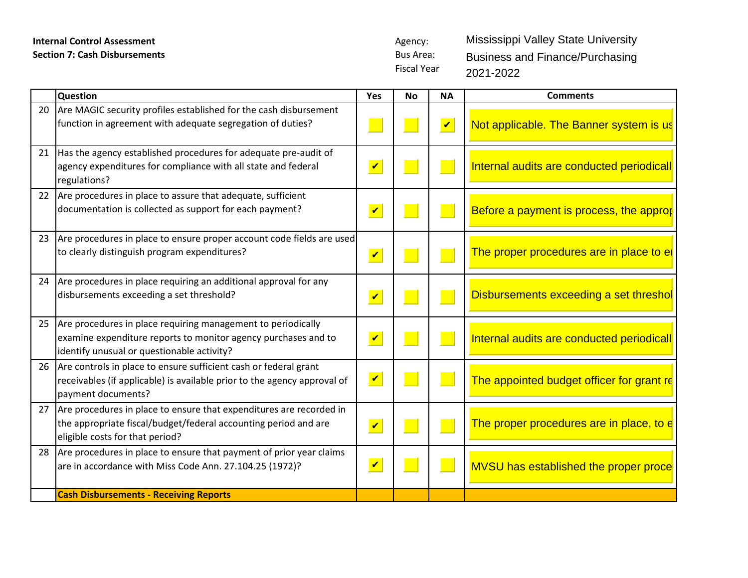**Internal Control Assessment**
**Section 7: Cash Disbursements**

Agency: Mississippi Valley State University
Bus Area: Business and Finance/Purchasing
Fiscal Year 2021-2022

| | Question | Yes | No | NA | Comments |
|---|---|---|---|---|---|
| 20 | Are MAGIC security profiles established for the cash disbursement function in agreement with adequate segregation of duties? | | | ✔ | Not applicable. The Banner system is us |
| 21 | Has the agency established procedures for adequate pre-audit of agency expenditures for compliance with all state and federal regulations? | ✔ | | | Internal audits are conducted periodicall |
| 22 | Are procedures in place to assure that adequate, sufficient documentation is collected as support for each payment? | ✔ | | | Before a payment is process, the approp |
| 23 | Are procedures in place to ensure proper account code fields are used to clearly distinguish program expenditures? | ✔ | | | The proper procedures are in place to e |
| 24 | Are procedures in place requiring an additional approval for any disbursements exceeding a set threshold? | ✔ | | | Disbursements exceeding a set threshol |
| 25 | Are procedures in place requiring management to periodically examine expenditure reports to monitor agency purchases and to identify unusual or questionable activity? | ✔ | | | Internal audits are conducted periodicall |
| 26 | Are controls in place to ensure sufficient cash or federal grant receivables (if applicable) is available prior to the agency approval of payment documents? | ✔ | | | The appointed budget officer for grant re |
| 27 | Are procedures in place to ensure that expenditures are recorded in the appropriate fiscal/budget/federal accounting period and are eligible costs for that period? | ✔ | | | The proper procedures are in place, to e |
| 28 | Are procedures in place to ensure that payment of prior year claims are in accordance with Miss Code Ann. 27.104.25 (1972)? | ✔ | | | MVSU has established the proper proce |
| | **Cash Disbursements - Receiving Reports** | | | | |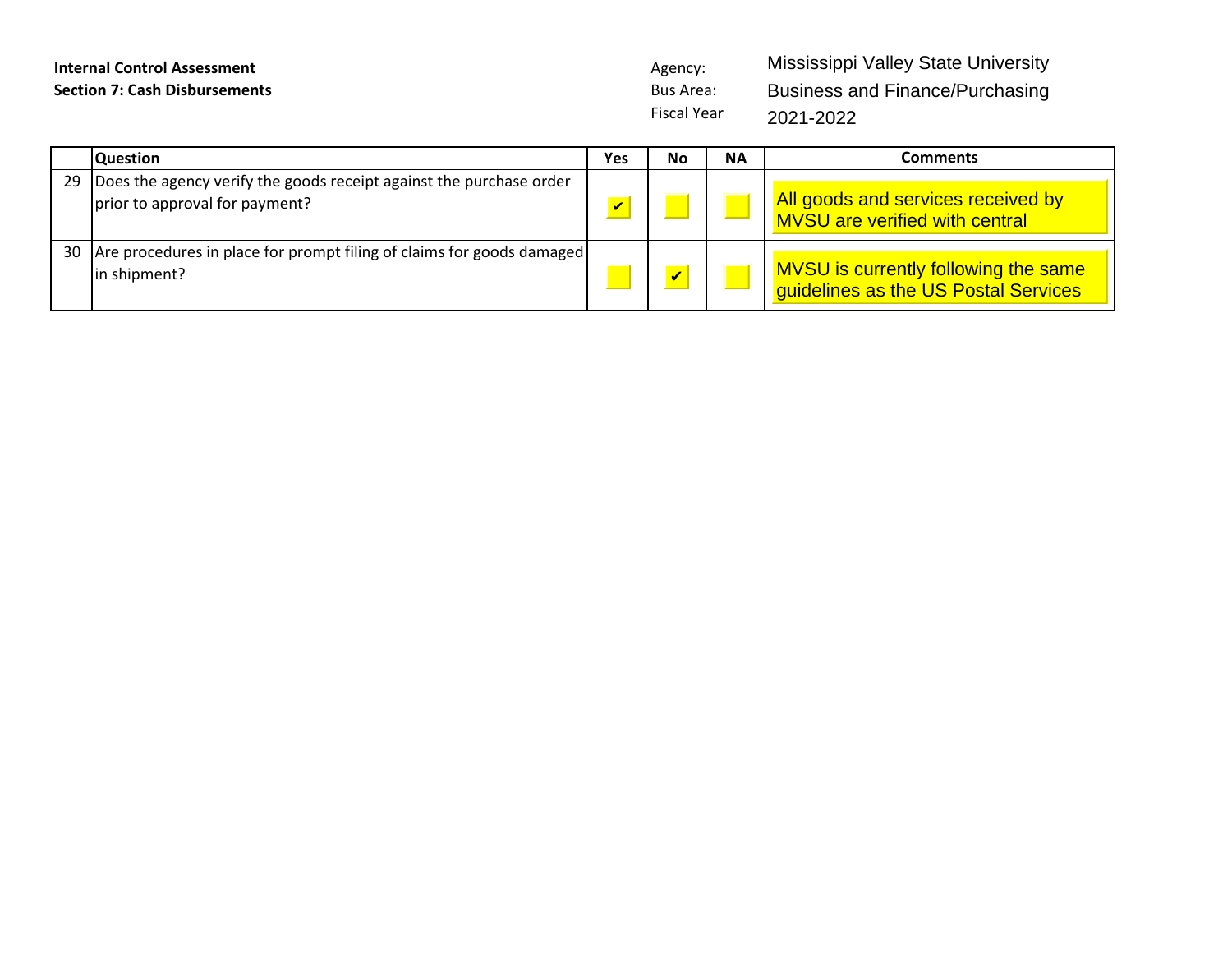**Internal Control Assessment**
**Section 7: Cash Disbursements**

Agency: Mississippi Valley State University
Bus Area: Business and Finance/Purchasing
Fiscal Year 2021-2022

| | Question | Yes | No | NA | Comments |
|---|---|---|---|---|---|
| 29 | Does the agency verify the goods receipt against the purchase order prior to approval for payment? | ✔ | | | All goods and services received by MVSU are verified with central |
| 30 | Are procedures in place for prompt filing of claims for goods damaged in shipment? | | ✔ | | MVSU is currently following the same guidelines as the US Postal Services |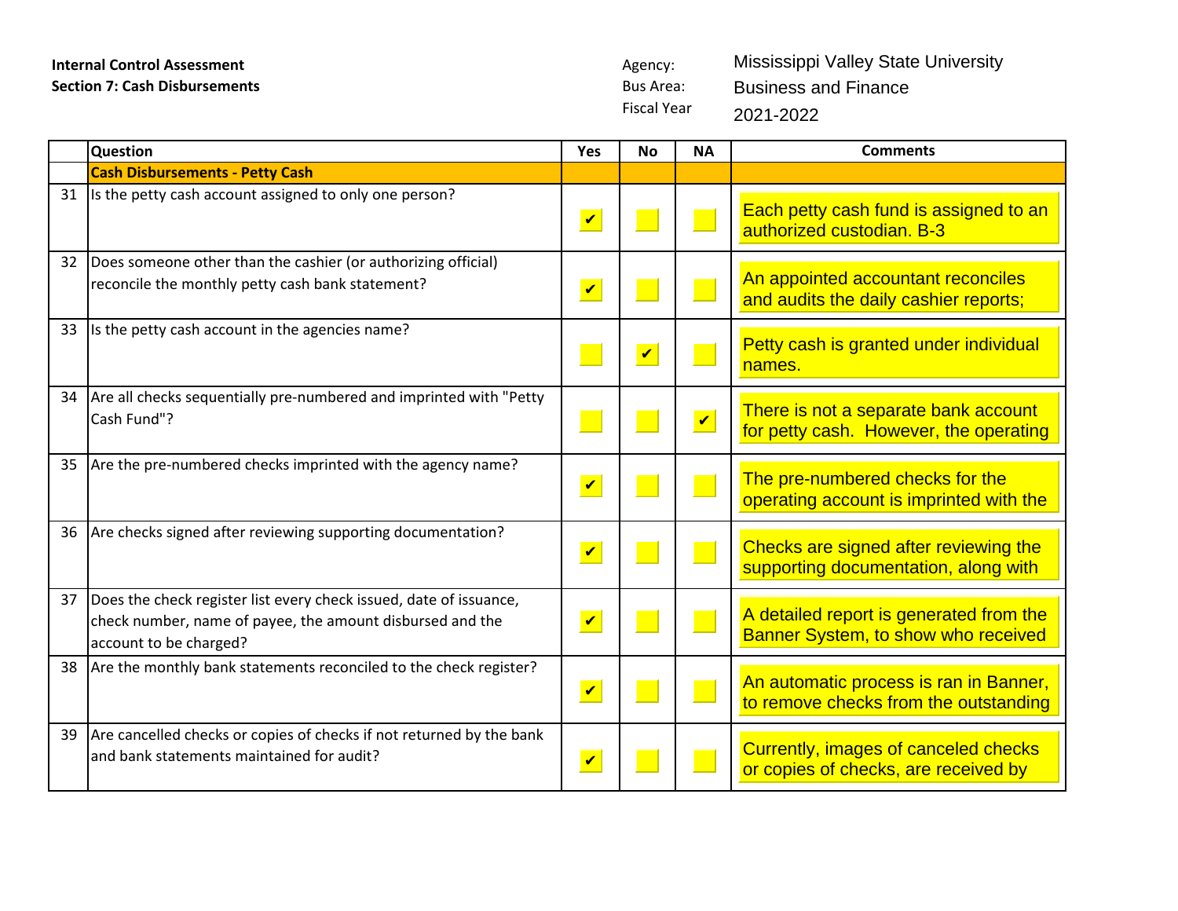**Internal Control Assessment**
**Section 7: Cash Disbursements**

Agency: Mississippi Valley State University
Bus Area: Business and Finance
Fiscal Year 2021-2022

| | Question | Yes | No | NA | Comments |
|---|---|---|---|---|---|
| | **Cash Disbursements - Petty Cash** | | | | |
| 31 | Is the petty cash account assigned to only one person? | ✔ | | | Each petty cash fund is assigned to an authorized custodian. B-3 |
| 32 | Does someone other than the cashier (or authorizing official) reconcile the monthly petty cash bank statement? | ✔ | | | An appointed accountant reconciles and audits the daily cashier reports; |
| 33 | Is the petty cash account in the agencies name? | | ✔ | | Petty cash is granted under individual names. |
| 34 | Are all checks sequentially pre-numbered and imprinted with "Petty Cash Fund"? | | | ✔ | There is not a separate bank account for petty cash. However, the operating |
| 35 | Are the pre-numbered checks imprinted with the agency name? | ✔ | | | The pre-numbered checks for the operating account is imprinted with the |
| 36 | Are checks signed after reviewing supporting documentation? | ✔ | | | Checks are signed after reviewing the supporting documentation, along with |
| 37 | Does the check register list every check issued, date of issuance, check number, name of payee, the amount disbursed and the account to be charged? | ✔ | | | A detailed report is generated from the Banner System, to show who received |
| 38 | Are the monthly bank statements reconciled to the check register? | ✔ | | | An automatic process is ran in Banner, to remove checks from the outstanding |
| 39 | Are cancelled checks or copies of checks if not returned by the bank and bank statements maintained for audit? | ✔ | | | Currently, images of canceled checks or copies of checks, are received by |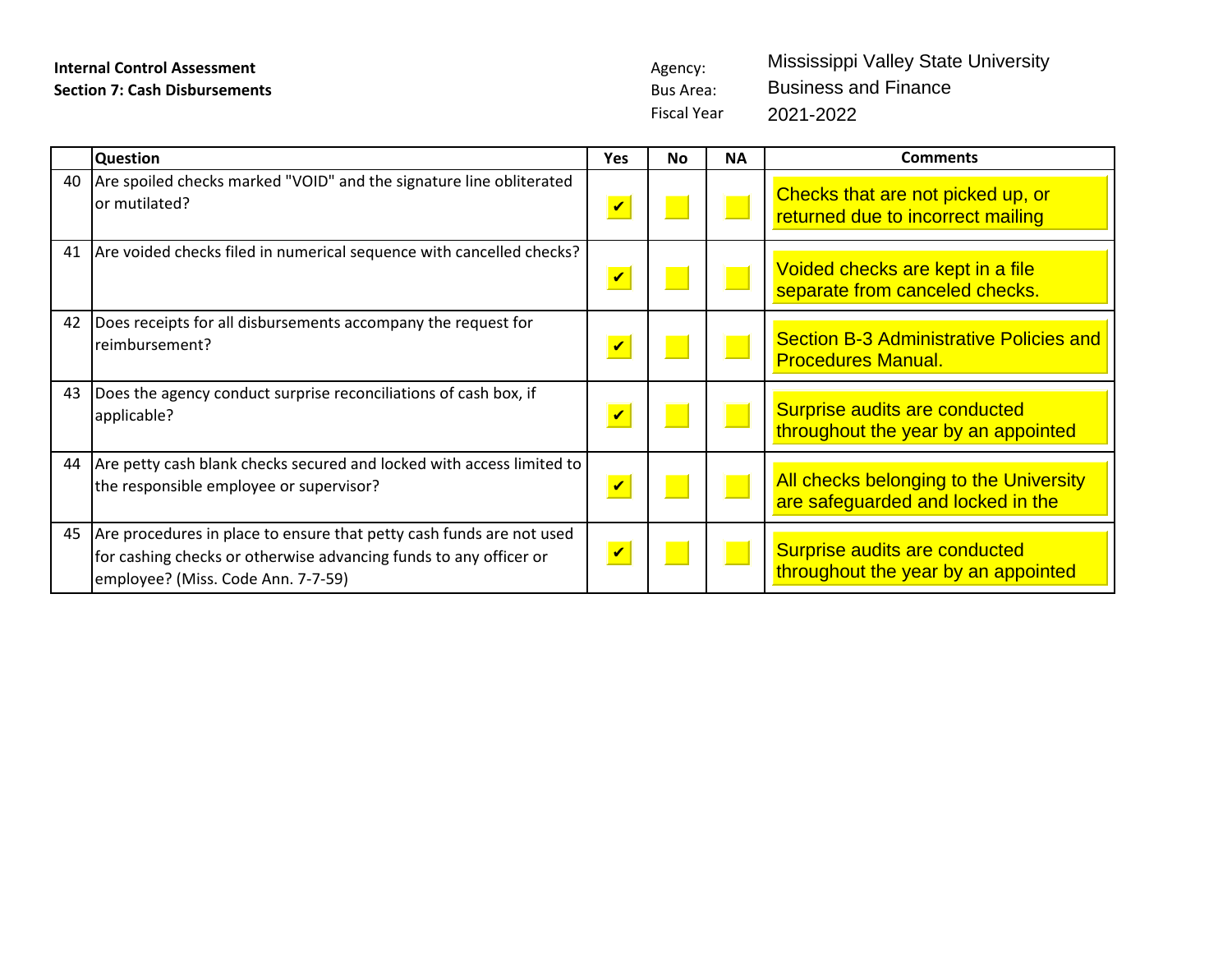**Internal Control Assessment**
**Section 7: Cash Disbursements**

Agency: Mississippi Valley State University
Bus Area: Business and Finance
Fiscal Year 2021-2022

| | Question | Yes | No | NA | Comments |
|---|---|---|---|---|---|
| 40 | Are spoiled checks marked "VOID" and the signature line obliterated or mutilated? | ✔ | | | Checks that are not picked up, or returned due to incorrect mailing |
| 41 | Are voided checks filed in numerical sequence with cancelled checks? | ✔ | | | Voided checks are kept in a file separate from canceled checks. |
| 42 | Does receipts for all disbursements accompany the request for reimbursement? | ✔ | | | Section B-3 Administrative Policies and Procedures Manual. |
| 43 | Does the agency conduct surprise reconciliations of cash box, if applicable? | ✔ | | | Surprise audits are conducted throughout the year by an appointed |
| 44 | Are petty cash blank checks secured and locked with access limited to the responsible employee or supervisor? | ✔ | | | All checks belonging to the University are safeguarded and locked in the |
| 45 | Are procedures in place to ensure that petty cash funds are not used for cashing checks or otherwise advancing funds to any officer or employee? (Miss. Code Ann. 7-7-59) | ✔ | | | Surprise audits are conducted throughout the year by an appointed |